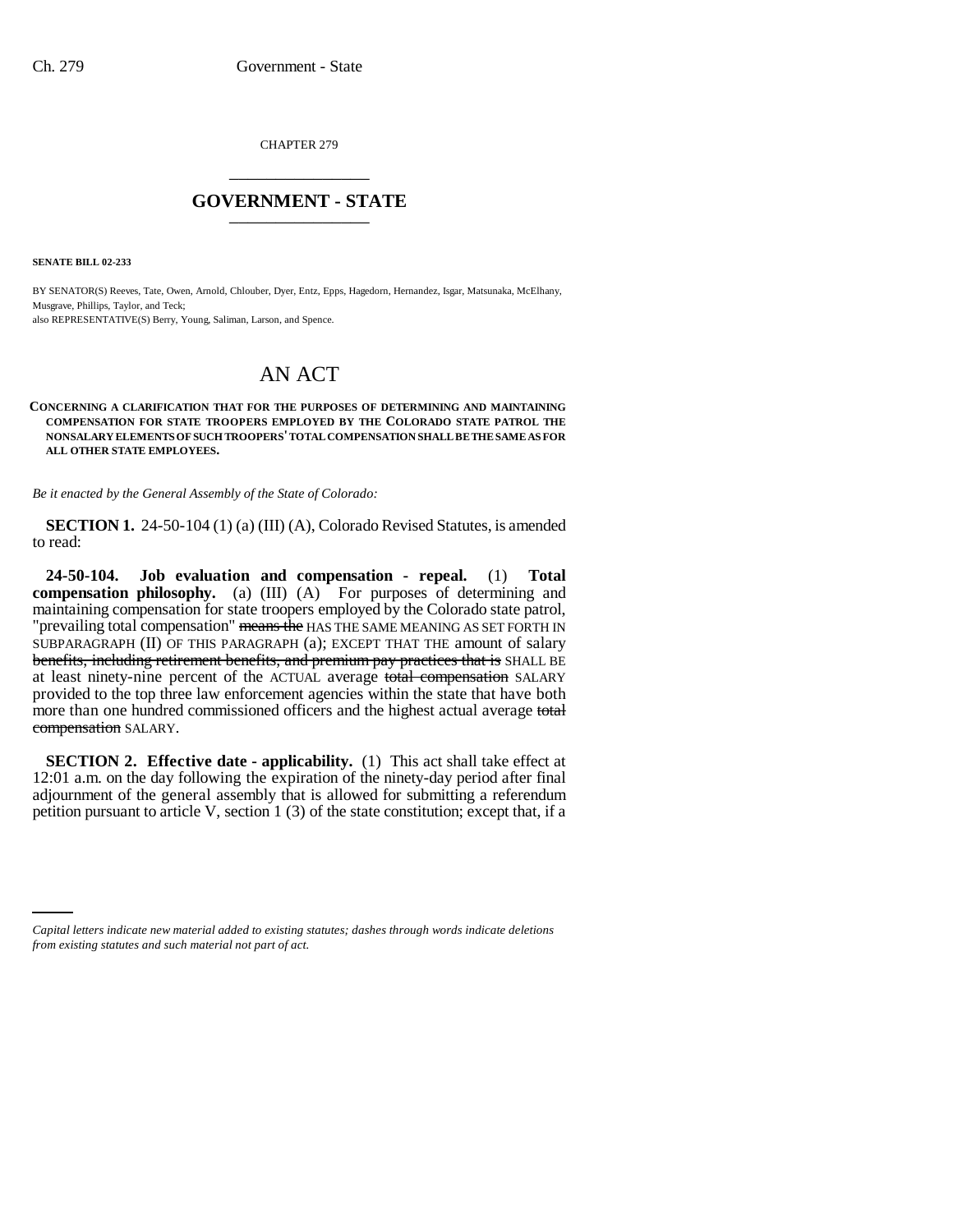CHAPTER 279

## GOVERNMENT - STATE

**SENATE BILL 02-233**

BY SENATOR(S) Reeves, Tate, Owen, Arnold, Chlouber, Dyer, Entz, Epps, Hagedorn, Hernandez, Isgar, Matsunaka, McElhany, Musgrave, Phillips, Taylor, and Teck;
also REPRESENTATIVE(S) Berry, Young, Saliman, Larson, and Spence.

# AN ACT

**CONCERNING A CLARIFICATION THAT FOR THE PURPOSES OF DETERMINING AND MAINTAINING COMPENSATION FOR STATE TROOPERS EMPLOYED BY THE COLORADO STATE PATROL THE NONSALARY ELEMENTS OF SUCH TROOPERS' TOTAL COMPENSATION SHALL BE THE SAME AS FOR ALL OTHER STATE EMPLOYEES.**

*Be it enacted by the General Assembly of the State of Colorado:*

**SECTION 1.** 24-50-104 (1) (a) (III) (A), Colorado Revised Statutes, is amended to read:

**24-50-104. Job evaluation and compensation - repeal.** (1) **Total compensation philosophy.** (a) (III) (A) For purposes of determining and maintaining compensation for state troopers employed by the Colorado state patrol, "prevailing total compensation" ~~means the~~ HAS THE SAME MEANING AS SET FORTH IN SUBPARAGRAPH (II) OF THIS PARAGRAPH (a); EXCEPT THAT THE amount of salary ~~benefits, including retirement benefits, and premium pay practices that is~~ SHALL BE at least ninety-nine percent of the ACTUAL average ~~total compensation~~ SALARY provided to the top three law enforcement agencies within the state that have both more than one hundred commissioned officers and the highest actual average ~~total compensation~~ SALARY.

**SECTION 2. Effective date - applicability.** (1) This act shall take effect at 12:01 a.m. on the day following the expiration of the ninety-day period after final adjournment of the general assembly that is allowed for submitting a referendum petition pursuant to article V, section 1 (3) of the state constitution; except that, if a

*Capital letters indicate new material added to existing statutes; dashes through words indicate deletions from existing statutes and such material not part of act.*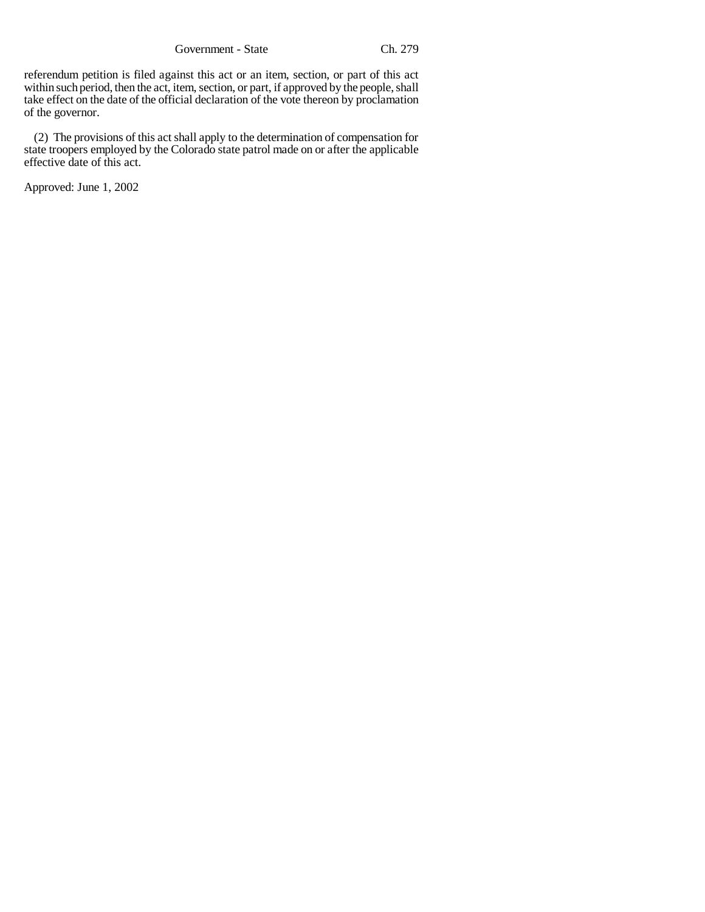referendum petition is filed against this act or an item, section, or part of this act within such period, then the act, item, section, or part, if approved by the people, shall take effect on the date of the official declaration of the vote thereon by proclamation of the governor.

(2) The provisions of this act shall apply to the determination of compensation for state troopers employed by the Colorado state patrol made on or after the applicable effective date of this act.

Approved: June 1, 2002